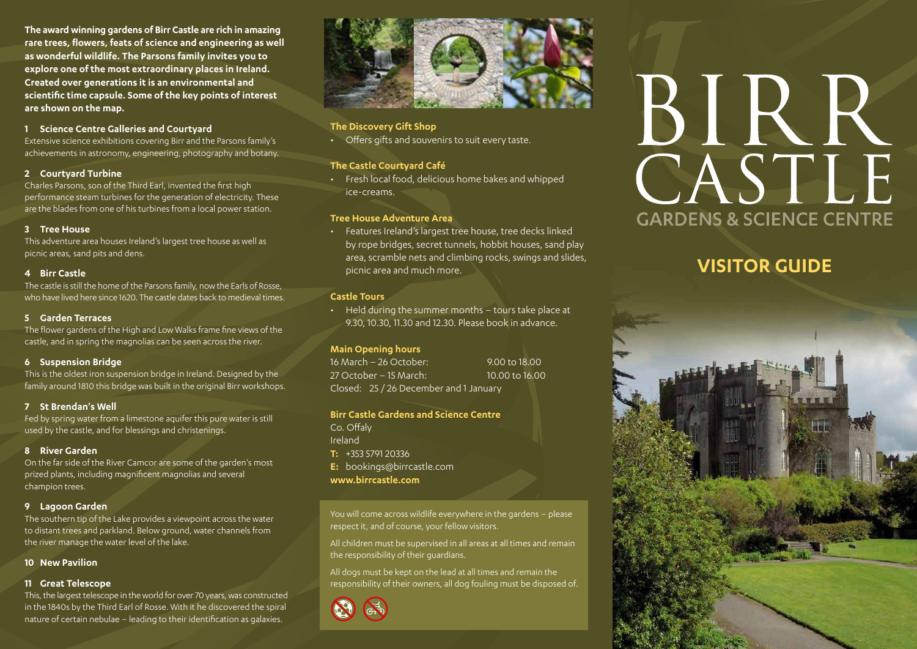**The award winning gardens of Birr Castle are rich in amazing rare trees, flowers, feats of science and engineering as well as wonderful wildlife. The Parsons family invites you to explore one of the most extraordinary places in Ireland. Created over generations it is an environmental and scientific time capsule. Some of the key points of interest are shown on the map.**

### 1 Science Centre Galleries and Courtyard

Extensive science exhibitions covering Birr and the Parsons family's achievements in astronomy, engineering, photography and botany.

### 2 Courtyard Turbine

Charles Parsons, son of the Third Earl, invented the first high performance steam turbines for the generation of electricity. These are the blades from one of his turbines from a local power station.

### 3 Tree House

This adventure area houses Ireland's largest tree house as well as picnic areas, sand pits and dens.

### 4 Birr Castle

The castle is still the home of the Parsons family, now the Earls of Rosse, who have lived here since 1620. The castle dates back to medieval times.

### 5 Garden Terraces

The flower gardens of the High and Low Walks frame fine views of the castle, and in spring the magnolias can be seen across the river.

### 6 Suspension Bridge

This is the oldest iron suspension bridge in Ireland. Designed by the family around 1810 this bridge was built in the original Birr workshops.

### 7 St Brendan's Well

Fed by spring water from a limestone aquifer this pure water is still used by the castle, and for blessings and christenings.

### 8 River Garden

On the far side of the River Camcor are some of the garden's most prized plants, including magnificent magnolias and several champion trees.

### 9 Lagoon Garden

The southern tip of the Lake provides a viewpoint across the water to distant trees and parkland. Below ground, water channels from the river manage the water level of the lake.

### 10 New Pavilion

### 11 Great Telescope

This, the largest telescope in the world for over 70 years, was constructed in the 1840s by the Third Earl of Rosse. With it he discovered the spiral nature of certain nebulae – leading to their identification as galaxies.

### The Discovery Gift Shop

- Offers gifts and souvenirs to suit every taste.

### The Castle Courtyard Café

- Fresh local food, delicious home bakes and whipped ice-creams.

### Tree House Adventure Area

- Features Ireland's largest tree house, tree decks linked by rope bridges, secret tunnels, hobbit houses, sand play area, scramble nets and climbing rocks, swings and slides, picnic area and much more.

### Castle Tours

- Held during the summer months – tours take place at 9.30, 10.30, 11.30 and 12.30. Please book in advance.

### Main Opening hours

| | |
|---|---|
| 16 March – 26 October: | 9.00 to 18.00 |
| 27 October – 15 March: | 10.00 to 16.00 |

Closed: 25 / 26 December and 1 January

### Birr Castle Gardens and Science Centre

Co. Offaly
Ireland
**T:** +353 5791 20336
**E:** bookings@birrcastle.com
**www.birrcastle.com**

You will come across wildlife everywhere in the gardens – please respect it, and of course, your fellow visitors.

All children must be supervised in all areas at all times and remain the responsibility of their guardians.

All dogs must be kept on the lead at all times and remain the responsibility of their owners, all dog fouling must be disposed of.

# BIRR CASTLE

## GARDENS & SCIENCE CENTRE

## VISITOR GUIDE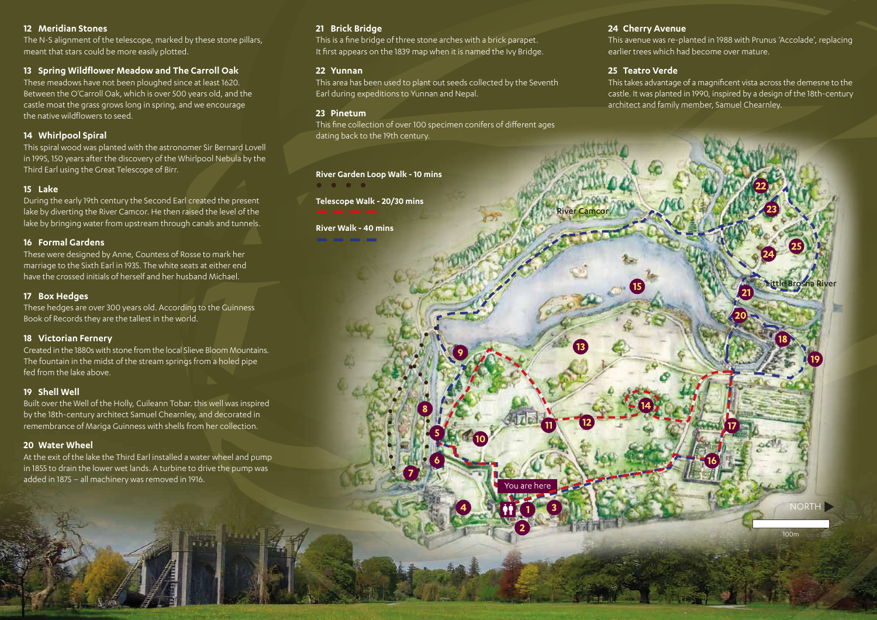### 12 Meridian Stones

The N-S alignment of the telescope, marked by these stone pillars, meant that stars could be more easily plotted.

### 13 Spring Wildflower Meadow and The Carroll Oak

These meadows have not been ploughed since at least 1620. Between the O'Carroll Oak, which is over 500 years old, and the castle moat the grass grows long in spring, and we encourage the native wildflowers to seed.

### 14 Whirlpool Spiral

This spiral wood was planted with the astronomer Sir Bernard Lovell in 1995, 150 years after the discovery of the Whirlpool Nebula by the Third Earl using the Great Telescope of Birr.

### 15 Lake

During the early 19th century the Second Earl created the present lake by diverting the River Camcor. He then raised the level of the lake by bringing water from upstream through canals and tunnels.

### 16 Formal Gardens

These were designed by Anne, Countess of Rosse to mark her marriage to the Sixth Earl in 1935. The white seats at either end have the crossed initials of herself and her husband Michael.

### 17 Box Hedges

These hedges are over 300 years old. According to the Guinness Book of Records they are the tallest in the world.

### 18 Victorian Fernery

Created in the 1880s with stone from the local Slieve Bloom Mountains. The fountain in the midst of the stream springs from a holed pipe fed from the lake above.

### 19 Shell Well

Built over the Well of the Holly, Cuileann Tobar. this well was inspired by the 18th-century architect Samuel Chearnley, and decorated in remembrance of Mariga Guinness with shells from her collection.

### 20 Water Wheel

At the exit of the lake the Third Earl installed a water wheel and pump in 1855 to drain the lower wet lands. A turbine to drive the pump was added in 1875 – all machinery was removed in 1916.

### 21 Brick Bridge

This is a fine bridge of three stone arches with a brick parapet. It first appears on the 1839 map when it is named the Ivy Bridge.

### 22 Yunnan

This area has been used to plant out seeds collected by the Seventh Earl during expeditions to Yunnan and Nepal.

### 23 Pinetum

This fine collection of over 100 specimen conifers of different ages dating back to the 19th century.

### 24 Cherry Avenue

This avenue was re-planted in 1988 with Prunus 'Accolade', replacing earlier trees which had become over mature.

### 25 Teatro Verde

This takes advantage of a magnificent vista across the demesne to the castle. It was planted in 1990, inspired by a design of the 18th-century architect and family member, Samuel Chearnley.

**River Garden Loop Walk - 10 mins**

**Telescope Walk - 20/30 mins**

**River Walk - 40 mins**

River Camcor

Little Brosna River

You are here

NORTH

100m